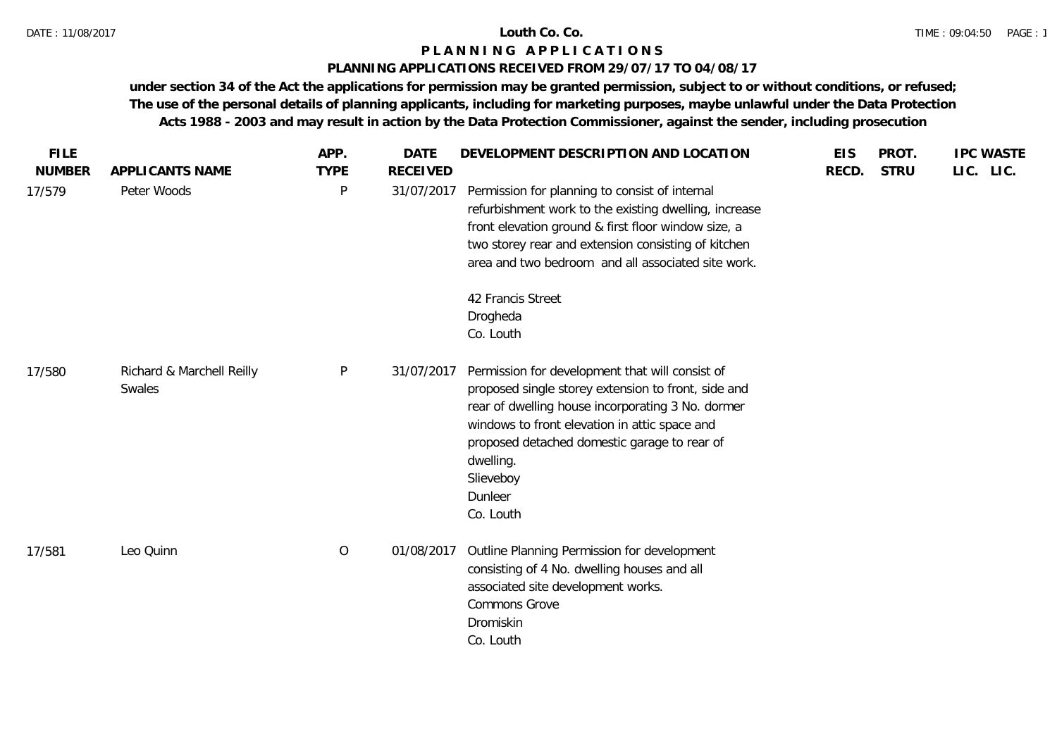**Louth Co. Co.**

# P L A N N I N G   A P P L I C A T I O N S

## PLANNING APPLICATIONS RECEIVED FROM 29/07/17 TO 04/08/17

**under section 34 of the Act the applications for permission may be granted permission, subject to or without conditions, or refused; The use of the personal details of planning applicants, including for marketing purposes, maybe unlawful under the Data Protection Acts 1988 - 2003 and may result in action by the Data Protection Commissioner, against the sender, including prosecution**

| FILE NUMBER | APPLICANTS NAME | APP. TYPE | DATE RECEIVED | DEVELOPMENT DESCRIPTION AND LOCATION | EIS RECD. | PROT. STRU | IPC LIC. | WASTE LIC. |
|---|---|---|---|---|---|---|---|---|
| 17/579 | Peter Woods | P | 31/07/2017 | Permission for planning to consist of internal refurbishment work to the existing dwelling, increase front elevation ground & first floor window size, a two storey rear and extension consisting of kitchen area and two bedroom and all associated site work.<br><br>42 Francis Street<br>Drogheda<br>Co. Louth | | | | |
| 17/580 | Richard & Marchell Reilly Swales | P | 31/07/2017 | Permission for development that will consist of proposed single storey extension to front, side and rear of dwelling house incorporating 3 No. dormer windows to front elevation in attic space and proposed detached domestic garage to rear of dwelling.<br>Slieveboy<br>Dunleer<br>Co. Louth | | | | |
| 17/581 | Leo Quinn | O | 01/08/2017 | Outline Planning Permission for development consisting of 4 No. dwelling houses and all associated site development works.<br>Commons Grove<br>Dromiskin<br>Co. Louth | | | | |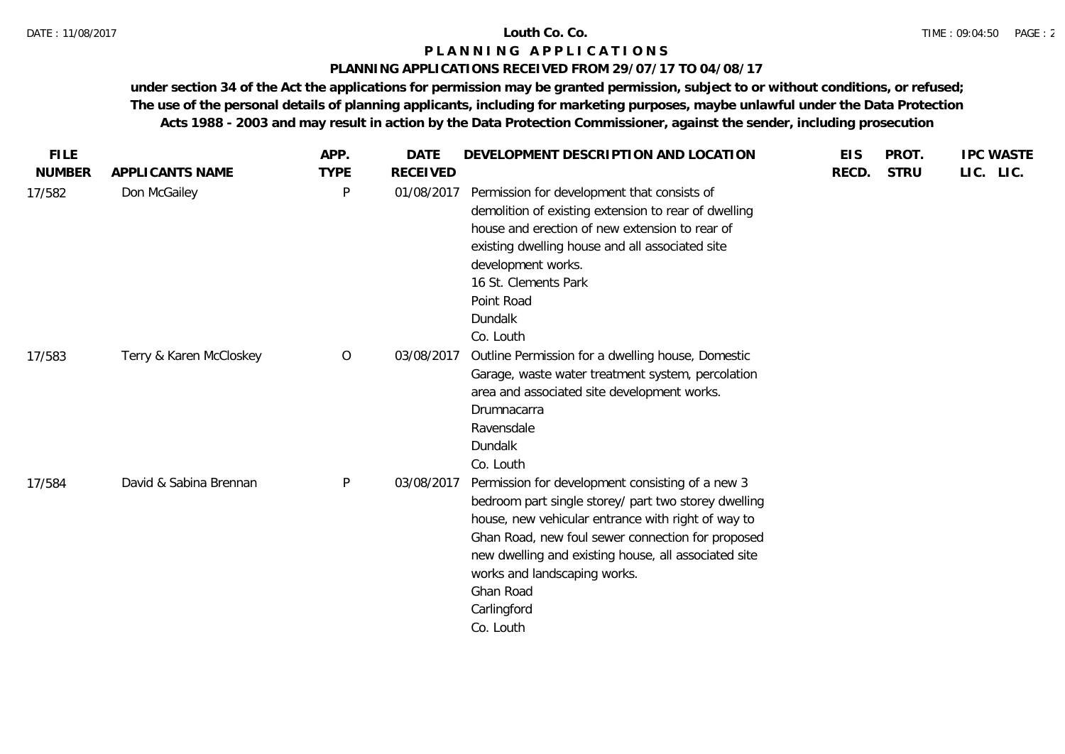**Louth Co. Co.**

**P L A N N I N G   A P P L I C A T I O N S**

**PLANNING APPLICATIONS RECEIVED FROM 29/07/17 TO 04/08/17**

**under section 34 of the Act the applications for permission may be granted permission, subject to or without conditions, or refused; The use of the personal details of planning applicants, including for marketing purposes, maybe unlawful under the Data Protection Acts 1988 - 2003 and may result in action by the Data Protection Commissioner, against the sender, including prosecution**

| FILE NUMBER | APPLICANTS NAME | APP. TYPE | DATE RECEIVED | DEVELOPMENT DESCRIPTION AND LOCATION | EIS RECD. | PROT. STRU | IPC LIC. | WASTE LIC. |
|---|---|---|---|---|---|---|---|---|
| 17/582 | Don McGailey | P | 01/08/2017 | Permission for development that consists of demolition of existing extension to rear of dwelling house and erection of new extension to rear of existing dwelling house and all associated site development works.<br>16 St. Clements Park<br>Point Road<br>Dundalk<br>Co. Louth | | | | |
| 17/583 | Terry & Karen McCloskey | O | 03/08/2017 | Outline Permission for a dwelling house, Domestic Garage, waste water treatment system, percolation area and associated site development works.<br>Drumnacarra<br>Ravensdale<br>Dundalk<br>Co. Louth | | | | |
| 17/584 | David & Sabina Brennan | P | 03/08/2017 | Permission for development consisting of a new 3 bedroom part single storey/ part two storey dwelling house, new vehicular entrance with right of way to Ghan Road, new foul sewer connection for proposed new dwelling and existing house, all associated site works and landscaping works.<br>Ghan Road<br>Carlingford<br>Co. Louth | | | | |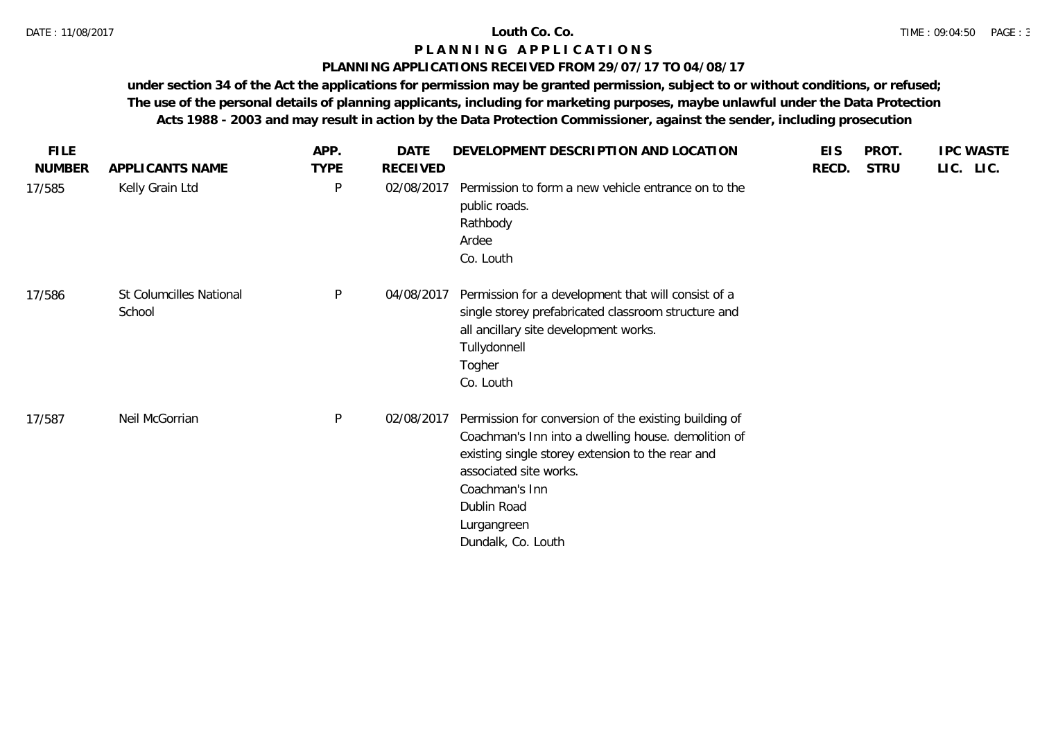**Louth Co. Co.**

**P L A N N I N G   A P P L I C A T I O N S**

**PLANNING APPLICATIONS RECEIVED FROM 29/07/17 TO 04/08/17**

**under section 34 of the Act the applications for permission may be granted permission, subject to or without conditions, or refused; The use of the personal details of planning applicants, including for marketing purposes, maybe unlawful under the Data Protection Acts 1988 - 2003 and may result in action by the Data Protection Commissioner, against the sender, including prosecution**

| FILE NUMBER | APPLICANTS NAME | APP. TYPE | DATE RECEIVED | DEVELOPMENT DESCRIPTION AND LOCATION | EIS RECD. | PROT. STRU | IPC LIC. | WASTE LIC. |
|---|---|---|---|---|---|---|---|---|
| 17/585 | Kelly Grain Ltd | P | 02/08/2017 | Permission to form a new vehicle entrance on to the public roads. Rathbody Ardee Co. Louth | | | | |
| 17/586 | St Columcilles National School | P | 04/08/2017 | Permission for a development that will consist of a single storey prefabricated classroom structure and all ancillary site development works. Tullydonnell Togher Co. Louth | | | | |
| 17/587 | Neil McGorrian | P | 02/08/2017 | Permission for conversion of the existing building of Coachman's Inn into a dwelling house. demolition of existing single storey extension to the rear and associated site works. Coachman's Inn Dublin Road Lurgangreen Dundalk, Co. Louth | | | | |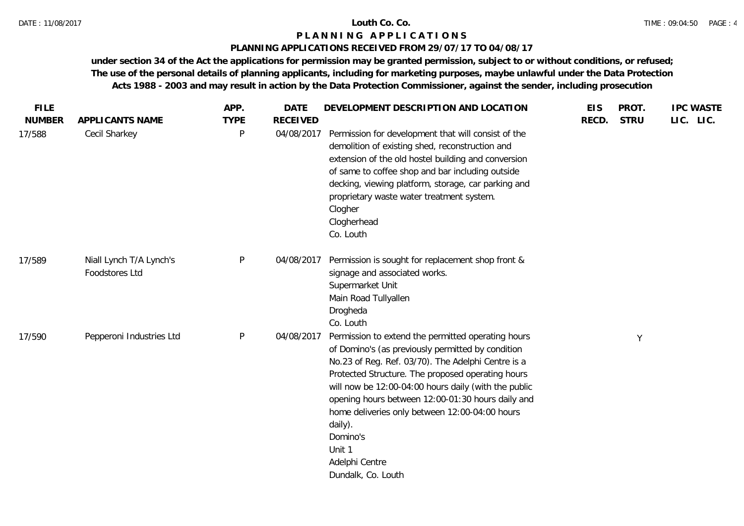**Louth Co. Co.**

**P L A N N I N G   A P P L I C A T I O N S**

**PLANNING APPLICATIONS RECEIVED FROM 29/07/17 TO 04/08/17**

**under section 34 of the Act the applications for permission may be granted permission, subject to or without conditions, or refused; The use of the personal details of planning applicants, including for marketing purposes, maybe unlawful under the Data Protection Acts 1988 - 2003 and may result in action by the Data Protection Commissioner, against the sender, including prosecution**

| FILE NUMBER | APPLICANTS NAME | APP. TYPE | DATE RECEIVED | DEVELOPMENT DESCRIPTION AND LOCATION | EIS RECD. | PROT. STRU | IPC LIC. | WASTE LIC. |
|---|---|---|---|---|---|---|---|---|
| 17/588 | Cecil Sharkey | P | 04/08/2017 | Permission for development that will consist of the demolition of existing shed, reconstruction and extension of the old hostel building and conversion of same to coffee shop and bar including outside decking, viewing platform, storage, car parking and proprietary waste water treatment system.<br>Clogher<br>Clogherhead<br>Co. Louth | | | | |
| 17/589 | Niall Lynch T/A Lynch's Foodstores Ltd | P | 04/08/2017 | Permission is sought for replacement shop front & signage and associated works.<br>Supermarket Unit<br>Main Road Tullyallen<br>Drogheda<br>Co. Louth | | | | |
| 17/590 | Pepperoni Industries Ltd | P | 04/08/2017 | Permission to extend the permitted operating hours of Domino's (as previously permitted by condition No.23 of Reg. Ref. 03/70). The Adelphi Centre is a Protected Structure. The proposed operating hours will now be 12:00-04:00 hours daily (with the public opening hours between 12:00-01:30 hours daily and home deliveries only between 12:00-04:00 hours daily).<br>Domino's<br>Unit 1<br>Adelphi Centre<br>Dundalk, Co. Louth | | Y | | |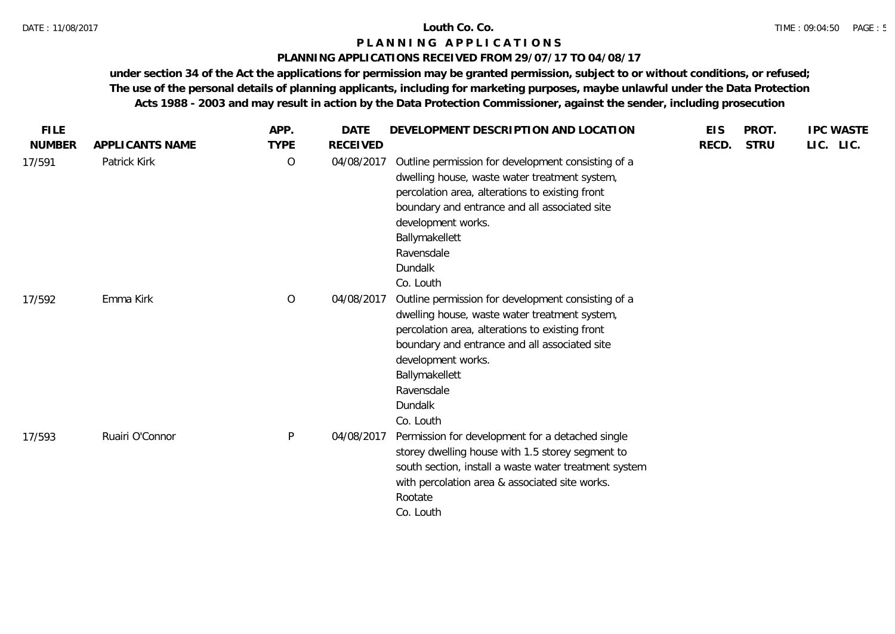**Louth Co. Co.**

**P L A N N I N G   A P P L I C A T I O N S**

**PLANNING APPLICATIONS RECEIVED FROM 29/07/17 TO 04/08/17**

**under section 34 of the Act the applications for permission may be granted permission, subject to or without conditions, or refused; The use of the personal details of planning applicants, including for marketing purposes, maybe unlawful under the Data Protection Acts 1988 - 2003 and may result in action by the Data Protection Commissioner, against the sender, including prosecution**

| FILE NUMBER | APPLICANTS NAME | APP. TYPE | DATE RECEIVED | DEVELOPMENT DESCRIPTION AND LOCATION | EIS RECD. | PROT. STRU | IPC LIC. | WASTE LIC. |
|---|---|---|---|---|---|---|---|---|
| 17/591 | Patrick Kirk | O | 04/08/2017 | Outline permission for development consisting of a dwelling house, waste water treatment system, percolation area, alterations to existing front boundary and entrance and all associated site development works.<br>Ballymakellett<br>Ravensdale<br>Dundalk<br>Co. Louth | | | | |
| 17/592 | Emma Kirk | O | 04/08/2017 | Outline permission for development consisting of a dwelling house, waste water treatment system, percolation area, alterations to existing front boundary and entrance and all associated site development works.<br>Ballymakellett<br>Ravensdale<br>Dundalk<br>Co. Louth | | | | |
| 17/593 | Ruairi O'Connor | P | 04/08/2017 | Permission for development for a detached single storey dwelling house with 1.5 storey segment to south section, install a waste water treatment system with percolation area & associated site works.<br>Rootate<br>Co. Louth | | | | |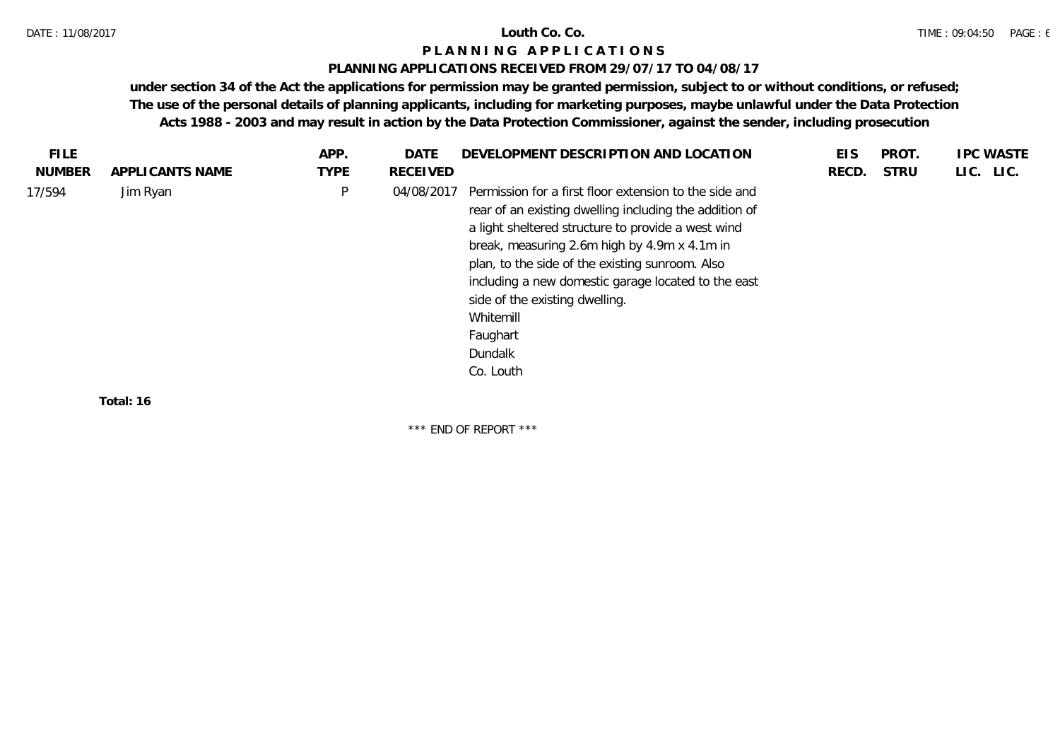**Louth Co. Co.**

**P L A N N I N G   A P P L I C A T I O N S**

**PLANNING APPLICATIONS RECEIVED FROM 29/07/17 TO 04/08/17**

**under section 34 of the Act the applications for permission may be granted permission, subject to or without conditions, or refused; The use of the personal details of planning applicants, including for marketing purposes, maybe unlawful under the Data Protection Acts 1988 - 2003 and may result in action by the Data Protection Commissioner, against the sender, including prosecution**

| FILE NUMBER | APPLICANTS NAME | APP. TYPE | DATE RECEIVED | DEVELOPMENT DESCRIPTION AND LOCATION | EIS RECD. | PROT. STRU | IPC LIC. | WASTE LIC. |
|---|---|---|---|---|---|---|---|---|
| 17/594 | Jim Ryan | P | 04/08/2017 | Permission for a first floor extension to the side and rear of an existing dwelling including the addition of a light sheltered structure to provide a west wind break, measuring 2.6m high by 4.9m x 4.1m in plan, to the side of the existing sunroom. Also including a new domestic garage located to the east side of the existing dwelling. Whitemill Faughart Dundalk Co. Louth | | | | |

**Total: 16**

\*\*\* END OF REPORT \*\*\*